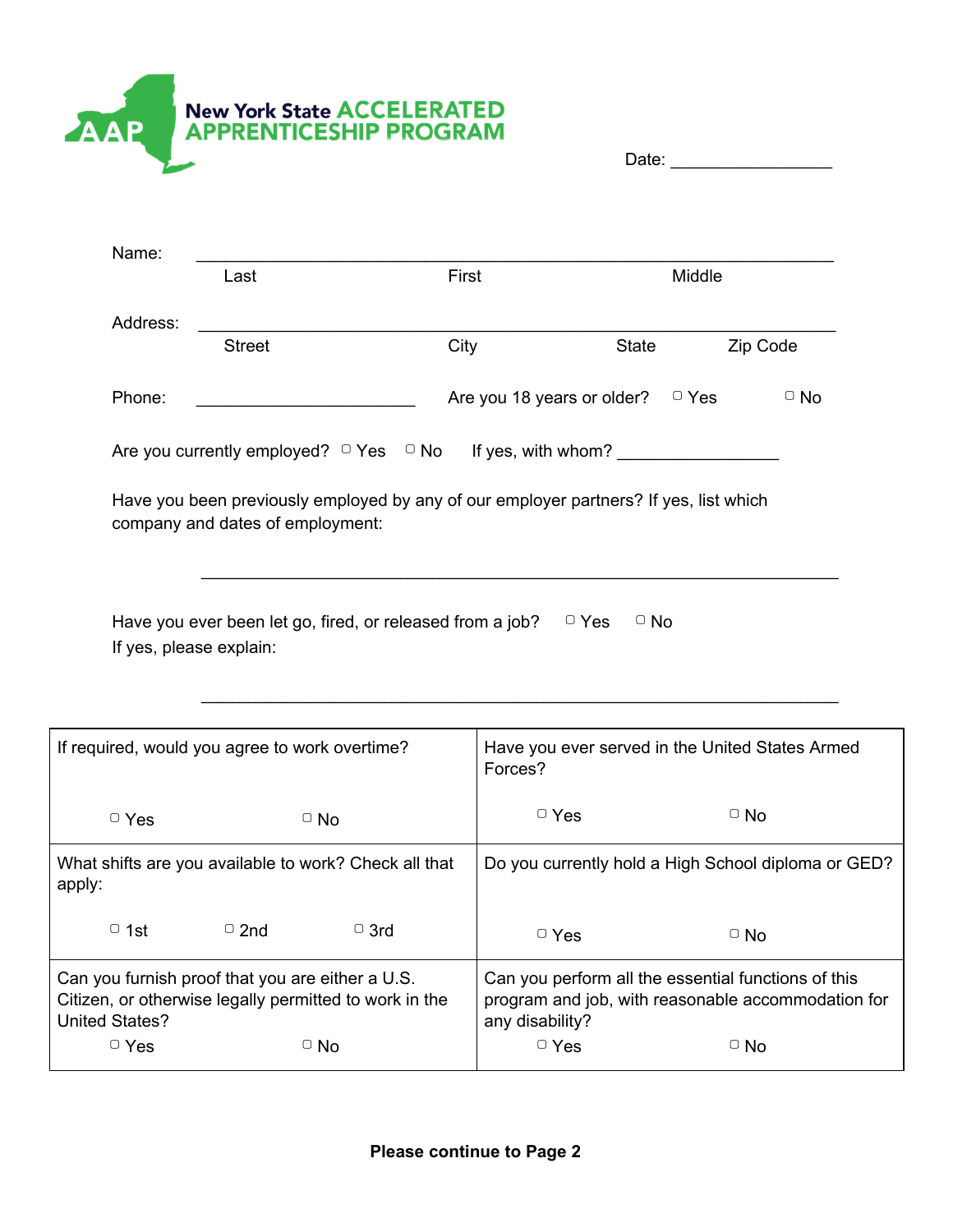# New York State ACCELERATED APPRENTICESHIP PROGRAM

Date: _________________

Name: ________________________________________________________________
Last First Middle

Address: ________________________________________________________________
Street City State Zip Code

Phone: _______________________ Are you 18 years or older? ▢ Yes ▢ No

Are you currently employed? ▢ Yes ▢ No If yes, with whom? _________________

Have you been previously employed by any of our employer partners? If yes, list which company and dates of employment:

________________________________________________________________

Have you ever been let go, fired, or released from a job? ▢ Yes ▢ No
If yes, please explain:

________________________________________________________________

| If required, would you agree to work overtime?<br><br>▢ Yes ▢ No | Have you ever served in the United States Armed Forces?<br><br>▢ Yes ▢ No |
|---|---|
| What shifts are you available to work? Check all that apply:<br><br>▢ 1st ▢ 2nd ▢ 3rd | Do you currently hold a High School diploma or GED?<br><br>▢ Yes ▢ No |
| Can you furnish proof that you are either a U.S. Citizen, or otherwise legally permitted to work in the United States?<br>▢ Yes ▢ No | Can you perform all the essential functions of this program and job, with reasonable accommodation for any disability?<br>▢ Yes ▢ No |

**Please continue to Page 2**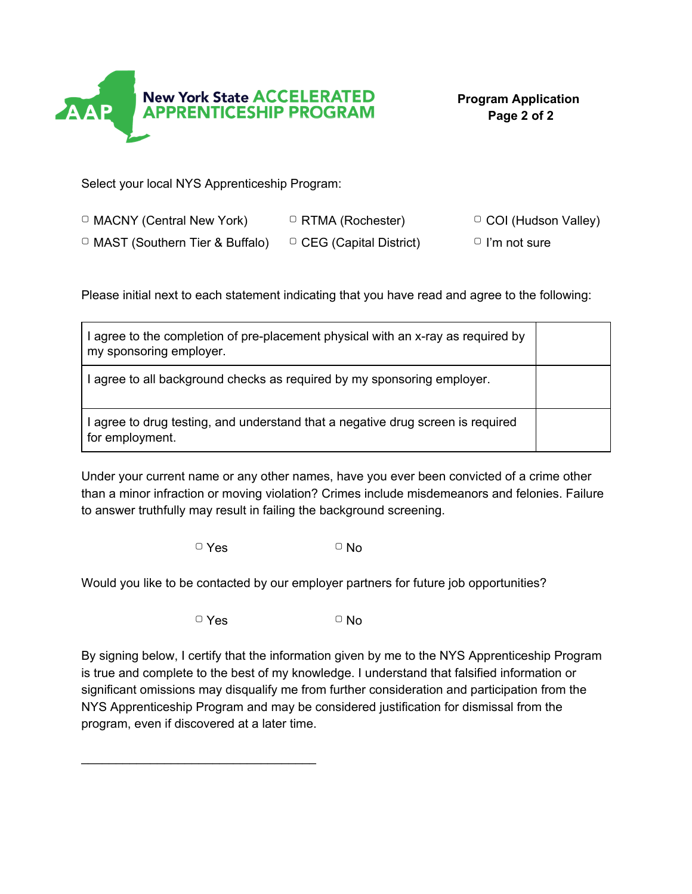# New York State ACCELERATED APPRENTICESHIP PROGRAM

**Program Application**

Select your local NYS Apprenticeship Program:

- ▢ MACNY (Central New York)
- ▢ RTMA (Rochester)
- ▢ COI (Hudson Valley)
- ▢ MAST (Southern Tier & Buffalo)
- ▢ CEG (Capital District)
- ▢ I'm not sure

Please initial next to each statement indicating that you have read and agree to the following:

| | |
|---|---|
| I agree to the completion of pre-placement physical with an x-ray as required by my sponsoring employer. | |
| I agree to all background checks as required by my sponsoring employer. | |
| I agree to drug testing, and understand that a negative drug screen is required for employment. | |

Under your current name or any other names, have you ever been convicted of a crime other than a minor infraction or moving violation? Crimes include misdemeanors and felonies. Failure to answer truthfully may result in failing the background screening.

▢ Yes ▢ No

Would you like to be contacted by our employer partners for future job opportunities?

▢ Yes ▢ No

By signing below, I certify that the information given by me to the NYS Apprenticeship Program is true and complete to the best of my knowledge. I understand that falsified information or significant omissions may disqualify me from further consideration and participation from the NYS Apprenticeship Program and may be considered justification for dismissal from the program, even if discovered at a later time.

\_\_\_\_\_\_\_\_\_\_\_\_\_\_\_\_\_\_\_\_\_\_\_\_\_\_\_\_\_\_\_\_\_\_